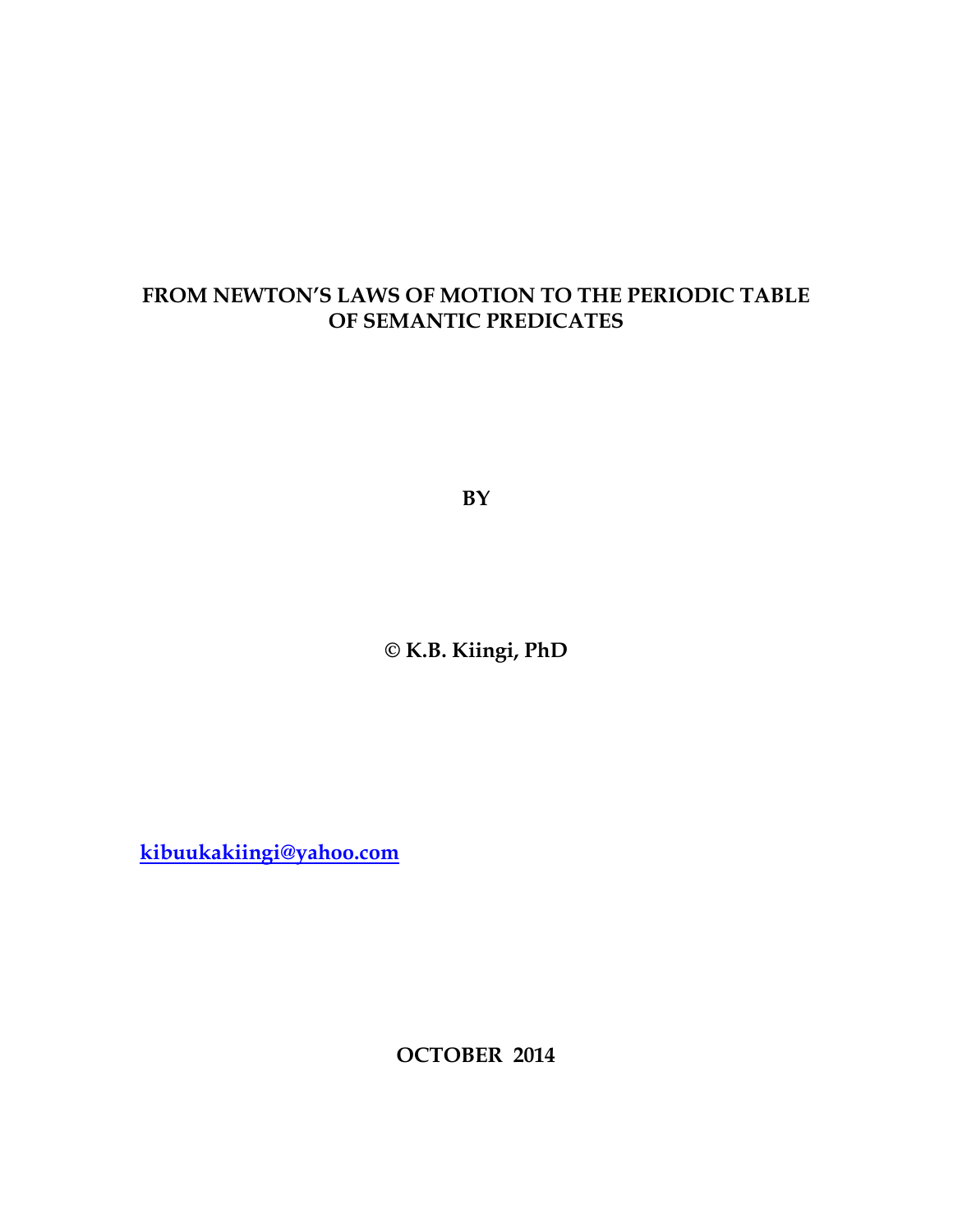# FROM NEWTON'S LAWS OF MOTION TO THE PERIODIC TABLE OF SEMANTIC PREDICATES

**BY**

**© K.B. Kiingi, PhD**

**kibuukakiingi@yahoo.com**

**OCTOBER 2014**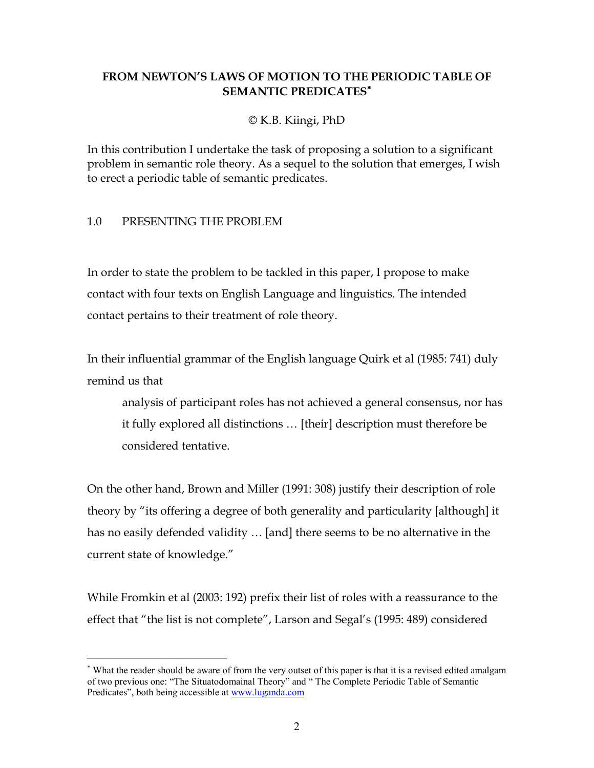# FROM NEWTON'S LAWS OF MOTION TO THE PERIODIC TABLE OF SEMANTIC PREDICATES*

© K.B. Kiingi, PhD

In this contribution I undertake the task of proposing a solution to a significant problem in semantic role theory. As a sequel to the solution that emerges, I wish to erect a periodic table of semantic predicates.

## 1.0 PRESENTING THE PROBLEM

In order to state the problem to be tackled in this paper, I propose to make contact with four texts on English Language and linguistics. The intended contact pertains to their treatment of role theory.

In their influential grammar of the English language Quirk et al (1985: 741) duly remind us that

> analysis of participant roles has not achieved a general consensus, nor has it fully explored all distinctions … [their] description must therefore be considered tentative.

On the other hand, Brown and Miller (1991: 308) justify their description of role theory by "its offering a degree of both generality and particularity [although] it has no easily defended validity … [and] there seems to be no alternative in the current state of knowledge."

While Fromkin et al (2003: 192) prefix their list of roles with a reassurance to the effect that "the list is not complete", Larson and Segal's (1995: 489) considered

---

* What the reader should be aware of from the very outset of this paper is that it is a revised edited amalgam of two previous one: "The Situatodomainal Theory" and " The Complete Periodic Table of Semantic Predicates", both being accessible at www.luganda.com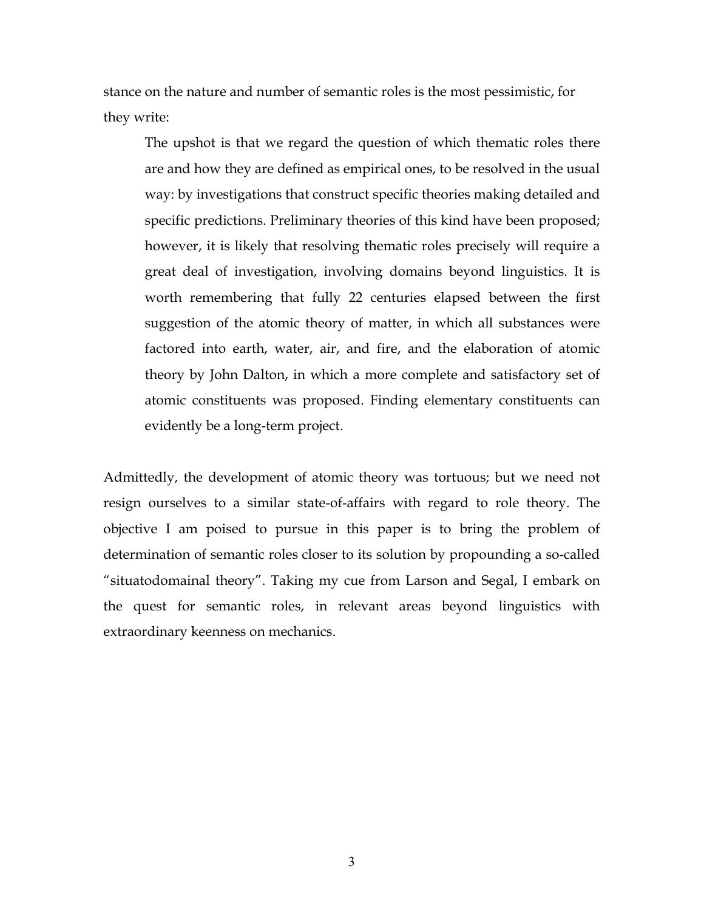stance on the nature and number of semantic roles is the most pessimistic, for they write:

> The upshot is that we regard the question of which thematic roles there are and how they are defined as empirical ones, to be resolved in the usual way: by investigations that construct specific theories making detailed and specific predictions. Preliminary theories of this kind have been proposed; however, it is likely that resolving thematic roles precisely will require a great deal of investigation, involving domains beyond linguistics. It is worth remembering that fully 22 centuries elapsed between the first suggestion of the atomic theory of matter, in which all substances were factored into earth, water, air, and fire, and the elaboration of atomic theory by John Dalton, in which a more complete and satisfactory set of atomic constituents was proposed. Finding elementary constituents can evidently be a long-term project.

Admittedly, the development of atomic theory was tortuous; but we need not resign ourselves to a similar state-of-affairs with regard to role theory. The objective I am poised to pursue in this paper is to bring the problem of determination of semantic roles closer to its solution by propounding a so-called "situatodomainal theory". Taking my cue from Larson and Segal, I embark on the quest for semantic roles, in relevant areas beyond linguistics with extraordinary keenness on mechanics.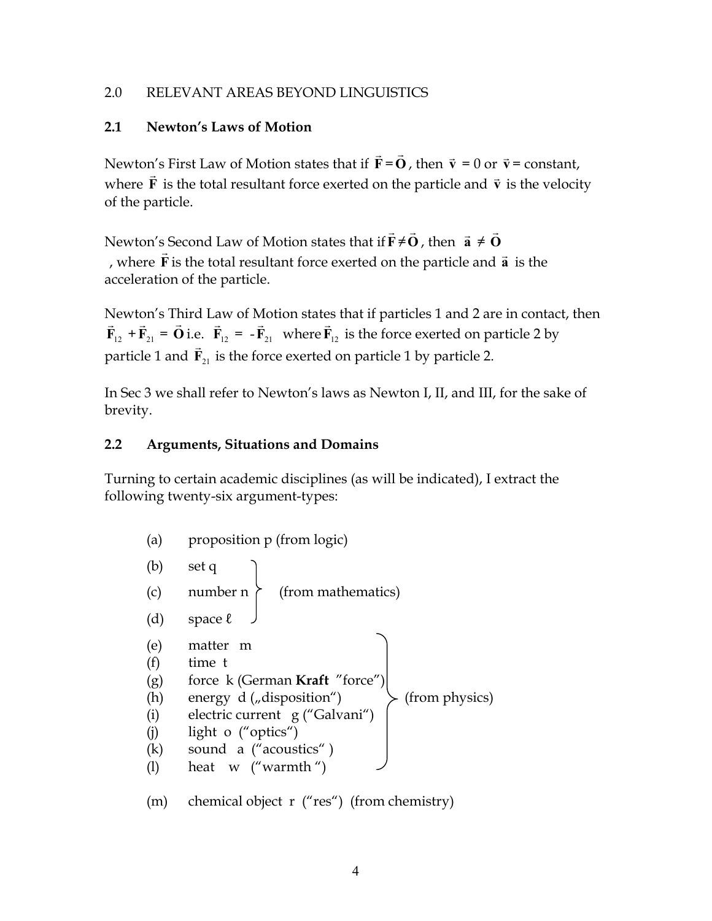2.0 RELEVANT AREAS BEYOND LINGUISTICS

## 2.1 Newton's Laws of Motion

Newton's First Law of Motion states that if $\vec{\mathbf{F}} = \vec{\mathbf{O}}$, then $\vec{\mathbf{v}} = 0$ or $\vec{\mathbf{v}} =$ constant, where $\vec{\mathbf{F}}$ is the total resultant force exerted on the particle and $\vec{\mathbf{v}}$ is the velocity of the particle.

Newton's Second Law of Motion states that if $\vec{\mathbf{F}} \neq \vec{\mathbf{O}}$, then $\vec{\mathbf{a}} \neq \vec{\mathbf{O}}$, where $\vec{\mathbf{F}}$ is the total resultant force exerted on the particle and $\vec{\mathbf{a}}$ is the acceleration of the particle.

Newton's Third Law of Motion states that if particles 1 and 2 are in contact, then $\vec{\mathbf{F}}_{12} + \vec{\mathbf{F}}_{21} = \vec{\mathbf{O}}$ i.e. $\vec{\mathbf{F}}_{12} = -\vec{\mathbf{F}}_{21}$ where $\vec{\mathbf{F}}_{12}$ is the force exerted on particle 2 by particle 1 and $\vec{\mathbf{F}}_{21}$ is the force exerted on particle 1 by particle 2.

In Sec 3 we shall refer to Newton's laws as Newton I, II, and III, for the sake of brevity.

## 2.2 Arguments, Situations and Domains

Turning to certain academic disciplines (as will be indicated), I extract the following twenty-six argument-types:

(a) proposition p (from logic)

(b) set q
(c) number n
(d) space ℓ
} (from mathematics)

(e) matter m
(f) time t
(g) force k (German **Kraft** "force")
(h) energy d („disposition")
(i) electric current g ("Galvani")
(j) light o ("optics")
(k) sound a ("acoustics")
(l) heat w ("warmth")
} (from physics)

(m) chemical object r ("res") (from chemistry)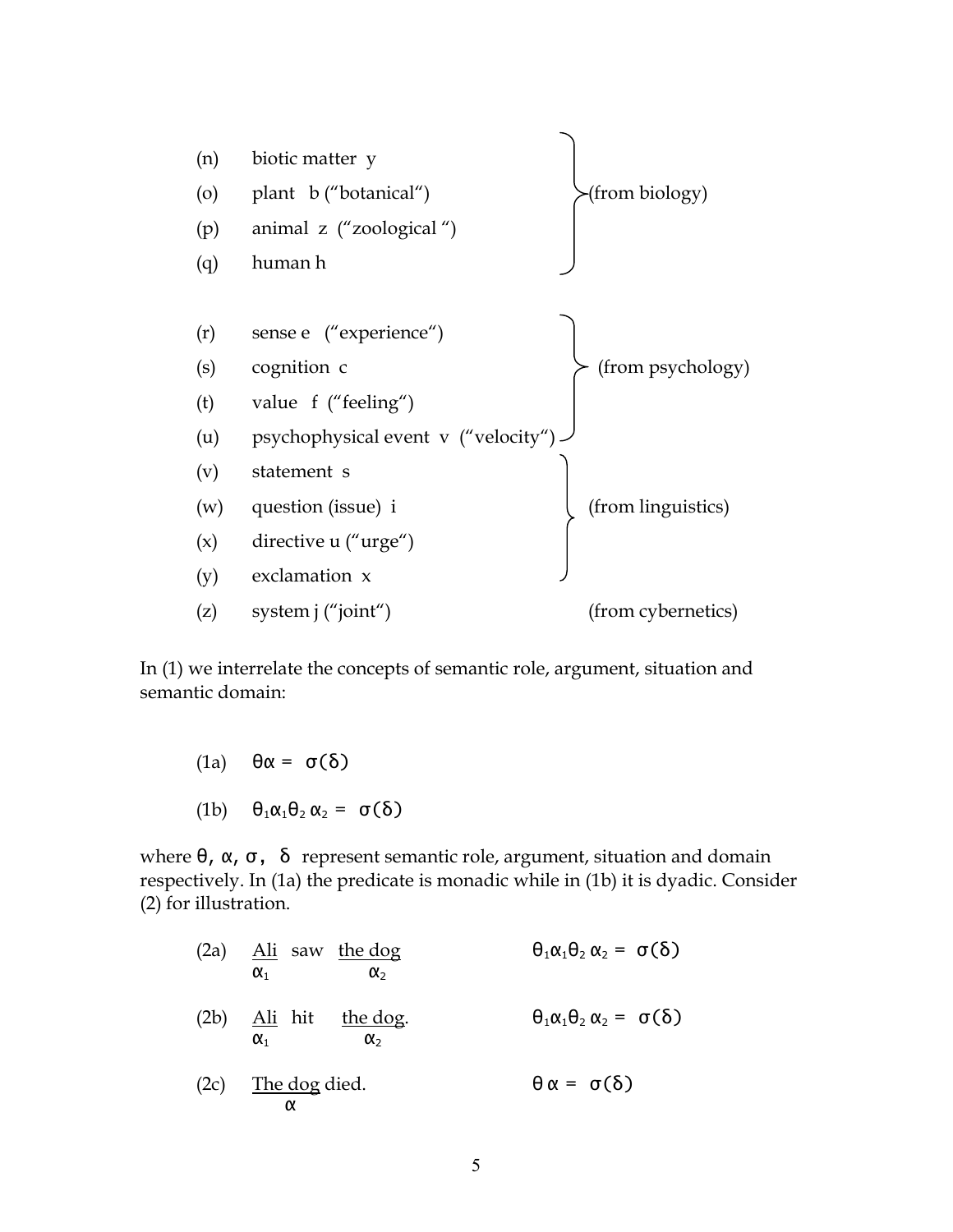- (n) biotic matter y
- (o) plant b ("botanical")
- (p) animal z ("zoological ")
- (q) human h

} (from biology)

- (r) sense e ("experience")
- (s) cognition c
- (t) value f ("feeling")
- (u) psychophysical event v ("velocity")

} (from psychology)

- (v) statement s
- (w) question (issue) i
- (x) directive u ("urge")
- (y) exclamation x

} (from linguistics)

- (z) system j ("joint") (from cybernetics)

In (1) we interrelate the concepts of semantic role, argument, situation and semantic domain:

(1a) $\theta\alpha = \sigma(\delta)$

(1b) $\theta_1\alpha_1\theta_2\,\alpha_2 = \sigma(\delta)$

where $\theta$, $\alpha$, $\sigma$, $\delta$ represent semantic role, argument, situation and domain respectively. In (1a) the predicate is monadic while in (1b) it is dyadic. Consider (2) for illustration.

(2a) <u>Ali</u> ($\alpha_1$) saw <u>the dog</u> ($\alpha_2$) $\theta_1\alpha_1\theta_2\,\alpha_2 = \sigma(\delta)$

(2b) <u>Ali</u> ($\alpha_1$) hit <u>the dog</u> ($\alpha_2$). $\theta_1\alpha_1\theta_2\,\alpha_2 = \sigma(\delta)$

(2c) <u>The dog</u> ($\alpha$) died. $\theta\,\alpha = \sigma(\delta)$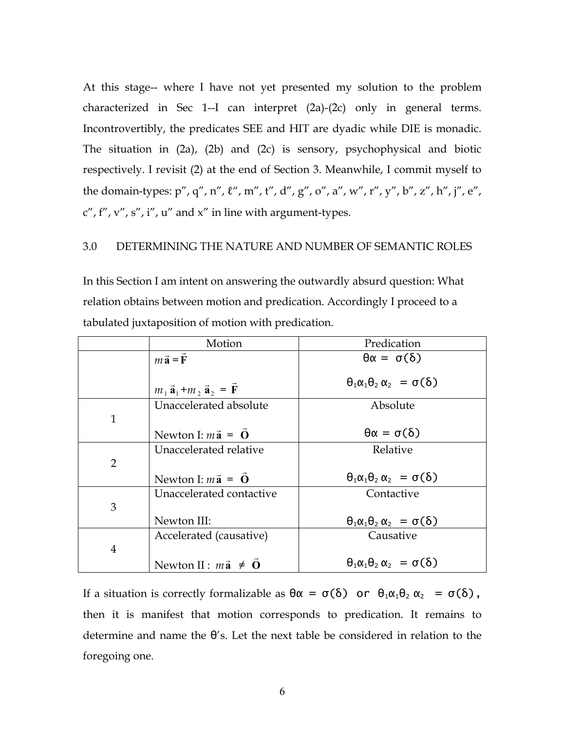At this stage-- where I have not yet presented my solution to the problem characterized in Sec 1--I can interpret (2a)-(2c) only in general terms. Incontrovertibly, the predicates SEE and HIT are dyadic while DIE is monadic. The situation in (2a), (2b) and (2c) is sensory, psychophysical and biotic respectively. I revisit (2) at the end of Section 3. Meanwhile, I commit myself to the domain-types: p″, q″, n″, ℓ″, m″, t″, d″, g″, o″, a″, w″, r″, y″, b″, z″, h″, j″, e″, c″, f″, v″, s″, i″, u″ and x″ in line with argument-types.

## 3.0 DETERMINING THE NATURE AND NUMBER OF SEMANTIC ROLES

In this Section I am intent on answering the outwardly absurd question: What relation obtains between motion and predication. Accordingly I proceed to a tabulated juxtaposition of motion with predication.

| | Motion | Predication |
|---|---|---|
| | $m\vec{\mathbf{a}} = \vec{\mathbf{F}}$<br><br>$m_1\vec{\mathbf{a}}_1 + m_2\vec{\mathbf{a}}_2 = \vec{\mathbf{F}}$ | $\theta\alpha = \sigma(\delta)$<br><br>$\theta_1\alpha_1\theta_2\alpha_2 = \sigma(\delta)$ |
| 1 | Unaccelerated absolute<br><br>Newton I: $m\vec{\mathbf{a}} = \vec{\mathbf{O}}$ | Absolute<br><br>$\theta\alpha = \sigma(\delta)$ |
| 2 | Unaccelerated relative<br><br>Newton I: $m\vec{\mathbf{a}} = \vec{\mathbf{O}}$ | Relative<br><br>$\theta_1\alpha_1\theta_2\alpha_2 = \sigma(\delta)$ |
| 3 | Unaccelerated contactive<br><br>Newton III: | Contactive<br><br>$\theta_1\alpha_1\theta_2\alpha_2 = \sigma(\delta)$ |
| 4 | Accelerated (causative)<br><br>Newton II : $m\vec{\mathbf{a}} \neq \vec{\mathbf{O}}$ | Causative<br><br>$\theta_1\alpha_1\theta_2\alpha_2 = \sigma(\delta)$ |

If a situation is correctly formalizable as $\theta\alpha = \sigma(\delta)$ or $\theta_1\alpha_1\theta_2\alpha_2 = \sigma(\delta)$, then it is manifest that motion corresponds to predication. It remains to determine and name the θ′s. Let the next table be considered in relation to the foregoing one.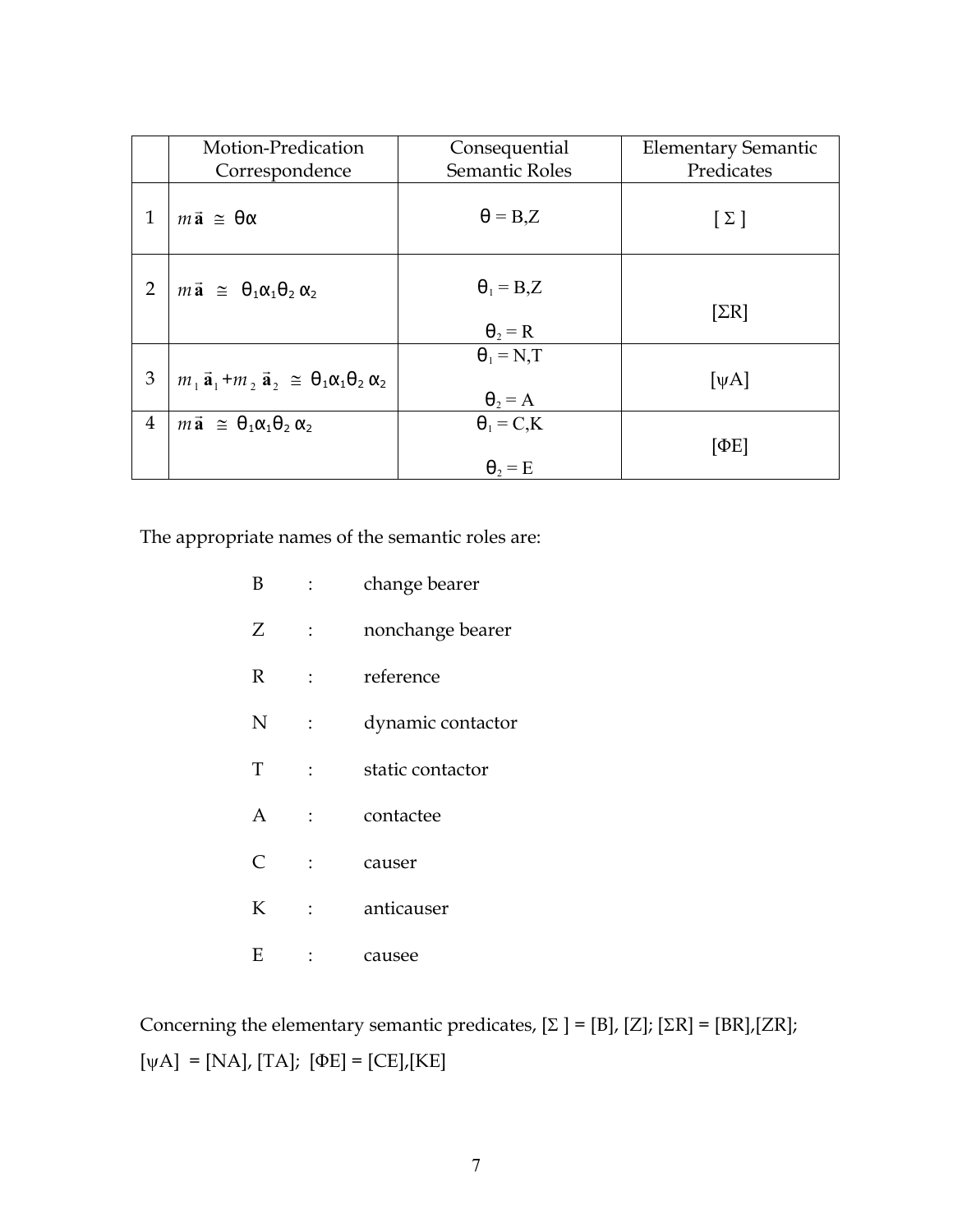|  | Motion-Predication Correspondence | Consequential Semantic Roles | Elementary Semantic Predicates |
|---|---|---|---|
| 1 | $m\vec{\mathbf{a}} \cong \theta\alpha$ | $\theta$ = B,Z | [ Σ ] |
| 2 | $m\vec{\mathbf{a}} \cong \theta_1\alpha_1\theta_2\,\alpha_2$ | $\theta_1$ = B,Z<br>$\theta_2$ = R | [ΣR] |
| 3 | $m_1\,\vec{\mathbf{a}}_1 + m_2\,\vec{\mathbf{a}}_2 \cong \theta_1\alpha_1\theta_2\,\alpha_2$ | $\theta_1$ = N,T<br>$\theta_2$ = A | [ψA] |
| 4 | $m\vec{\mathbf{a}} \cong \theta_1\alpha_1\theta_2\,\alpha_2$ | $\theta_1$ = C,K<br>$\theta_2$ = E | [ΦE] |

The appropriate names of the semantic roles are:

B : change bearer

Z : nonchange bearer

R : reference

N : dynamic contactor

T : static contactor

A : contactee

C : causer

K : anticauser

E : causee

Concerning the elementary semantic predicates, [Σ ] = [B], [Z]; [ΣR] = [BR],[ZR]; [ψA] = [NA], [TA]; [ΦE] = [CE],[KE]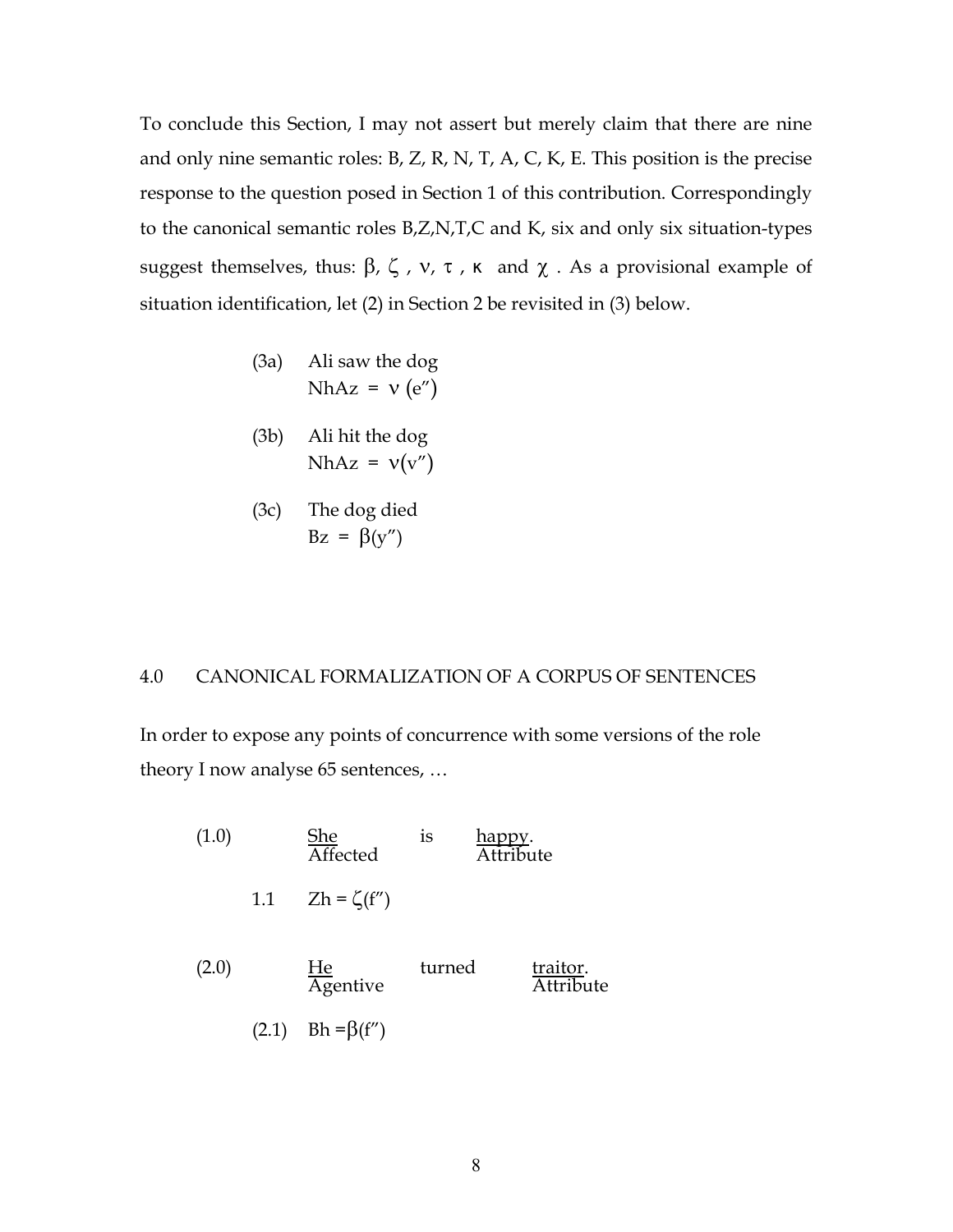To conclude this Section, I may not assert but merely claim that there are nine and only nine semantic roles: B, Z, R, N, T, A, C, K, E. This position is the precise response to the question posed in Section 1 of this contribution. Correspondingly to the canonical semantic roles B,Z,N,T,C and K, six and only six situation-types suggest themselves, thus: $\beta$, $\zeta$, $\nu$, $\tau$, $\kappa$ and $\chi$. As a provisional example of situation identification, let (2) in Section 2 be revisited in (3) below.

(3a) Ali saw the dog
NhAz = $\nu$ (e″)

(3b) Ali hit the dog
NhAz = $\nu$(v″)

(3c) The dog died
Bz = $\beta$(y″)

## 4.0 CANONICAL FORMALIZATION OF A CORPUS OF SENTENCES

In order to expose any points of concurrence with some versions of the role theory I now analyse 65 sentences, …

(1.0) <u>She</u> (Affected) is <u>happy</u> (Attribute).

1.1 Zh = $\zeta$(f″)

(2.0) <u>He</u> (Agentive) turned <u>traitor</u> (Attribute).

(2.1) Bh =$\beta$(f″)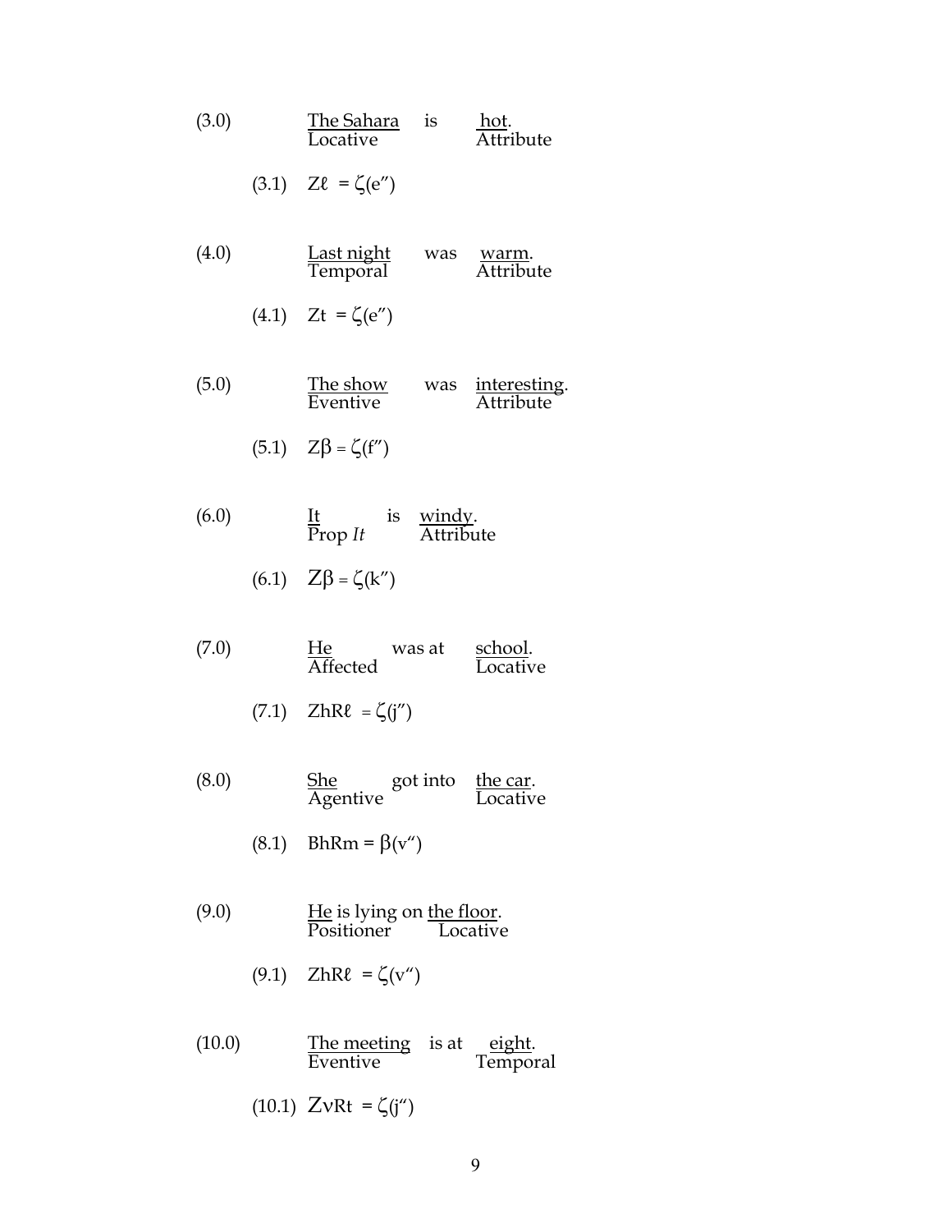(3.0) <u>The Sahara</u> is <u>hot</u>.
Locative — Attribute

(3.1) $Z\ell = \zeta(e'')$

(4.0) <u>Last night</u> was <u>warm</u>.
Temporal — Attribute

(4.1) $Zt = \zeta(e'')$

(5.0) <u>The show</u> was <u>interesting</u>.
Eventive — Attribute

(5.1) $Z\beta = \zeta(f'')$

(6.0) <u>It</u> is <u>windy</u>.
Prop *It* — Attribute

(6.1) $Z\beta = \zeta(k'')$

(7.0) <u>He</u> was at <u>school</u>.
Affected — Locative

(7.1) $ZhR\ell = \zeta(j'')$

(8.0) <u>She</u> got into <u>the car</u>.
Agentive — Locative

(8.1) $BhRm = \beta(v'')$

(9.0) <u>He</u> is lying on <u>the floor</u>.
Positioner — Locative

(9.1) $ZhR\ell = \zeta(v'')$

(10.0) <u>The meeting</u> is at <u>eight</u>.
Eventive — Temporal

(10.1) $Z\nu Rt = \zeta(j'')$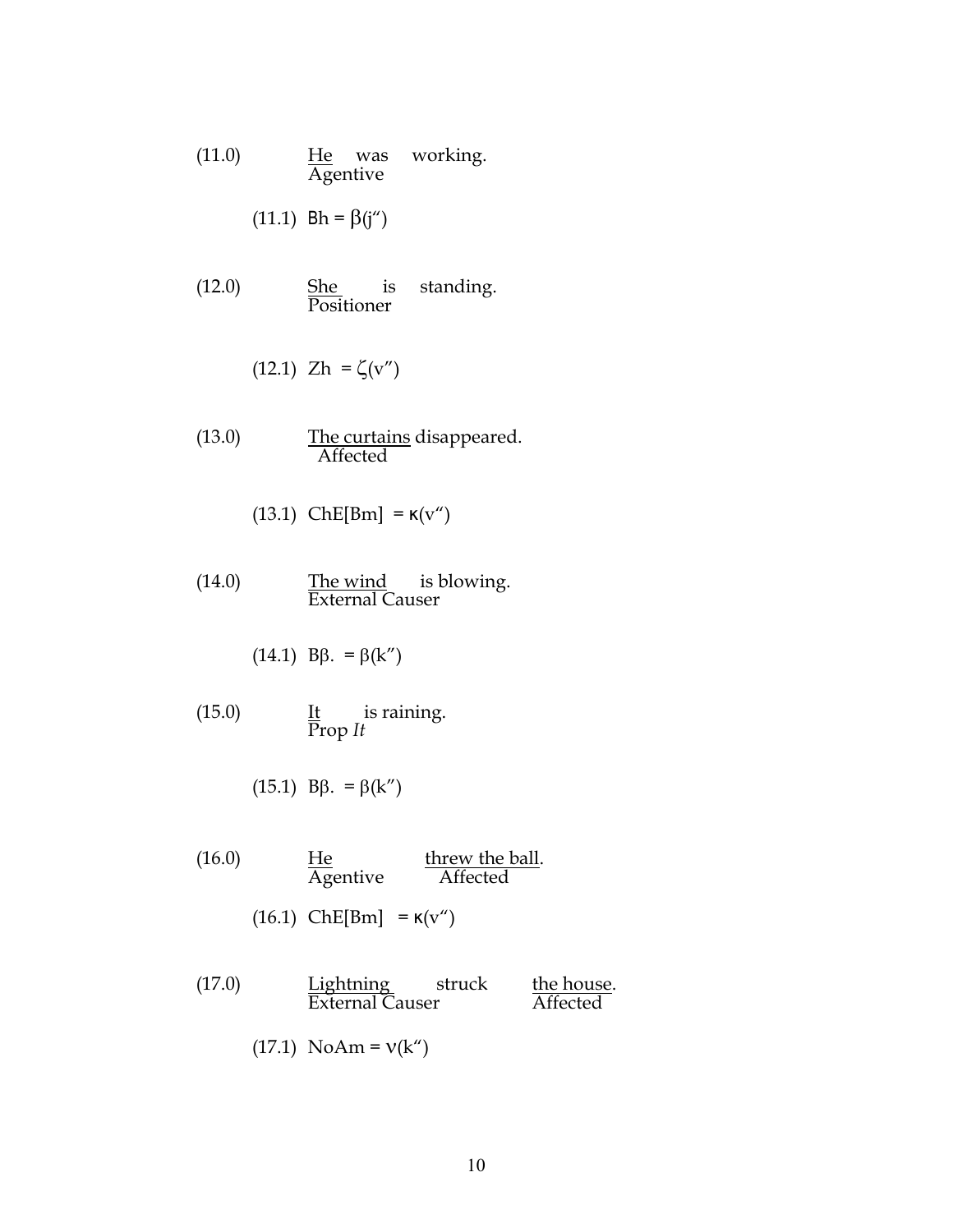(11.0) He was working.
Agentive

(11.1) Bh = β(j")

(12.0) She is standing.
Positioner

(12.1) Zh = ζ(v")

(13.0) The curtains disappeared.
Affected

(13.1) ChE[Bm] = κ(v")

(14.0) The wind is blowing.
External Causer

(14.1) Bβ. = β(k")

(15.0) It is raining.
Prop *It*

(15.1) Bβ. = β(k")

(16.0) He threw the ball.
Agentive Affected

(16.1) ChE[Bm] = κ(v")

(17.0) Lightning struck the house.
External Causer Affected

(17.1) NoAm = ν(k")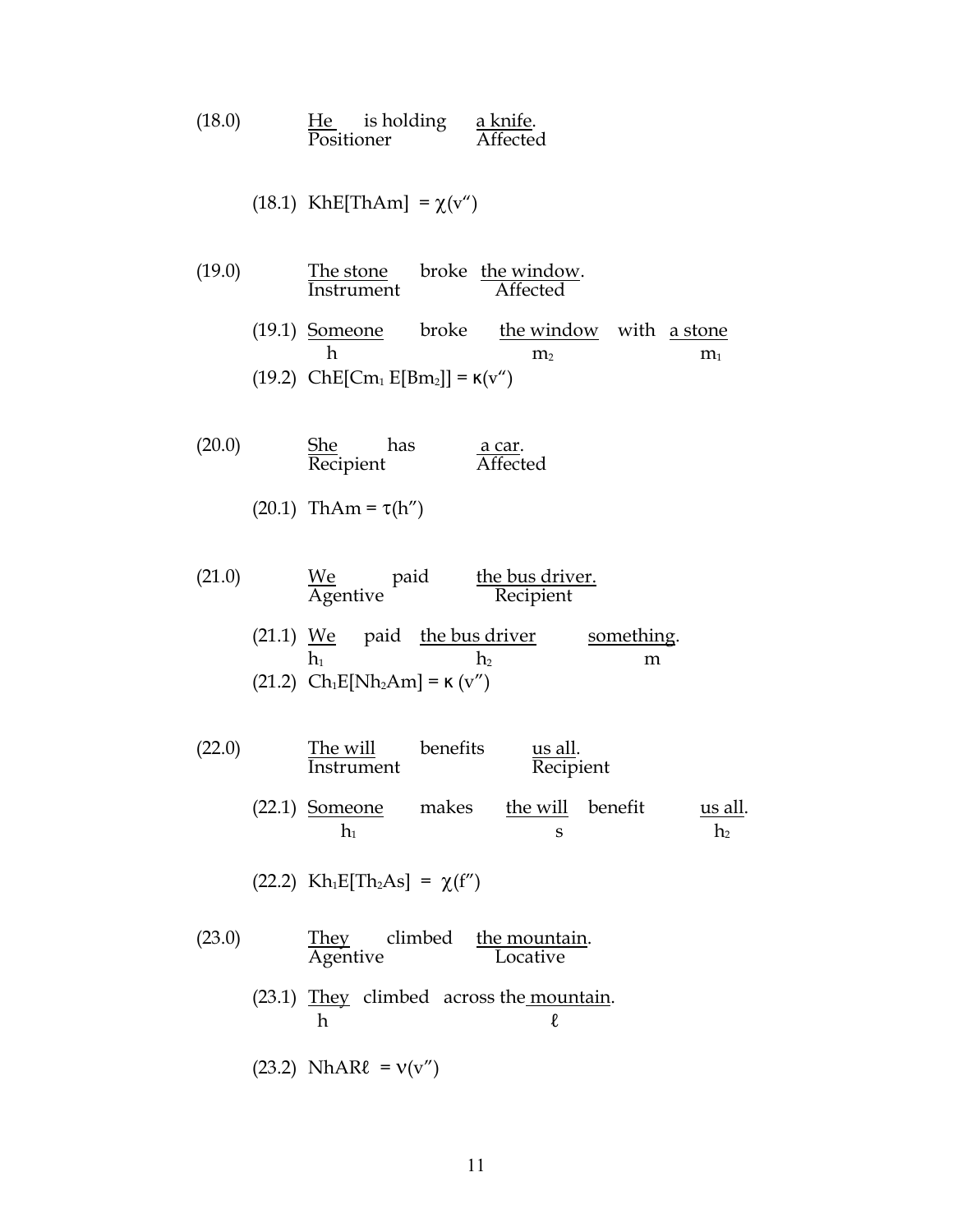(18.0) He (Positioner) is holding a knife (Affected).

(18.1) KhE[ThAm] = $\chi(v'')$

(19.0) The stone (Instrument) broke the window (Affected).

(19.1) Someone ($h$) broke the window ($m_2$) with a stone ($m_1$)

(19.2) ChE[C$m_1$ E[B$m_2$]] = $\kappa(v'')$

(20.0) She (Recipient) has a car (Affected).

(20.1) ThAm = $\tau(h'')$

(21.0) We (Agentive) paid the bus driver (Recipient).

(21.1) We ($h_1$) paid the bus driver ($h_2$) something ($m$).

(21.2) C$h_1$E[N$h_2$Am] = $\kappa(v'')$

(22.0) The will (Instrument) benefits us all (Recipient).

(22.1) Someone ($h_1$) makes the will ($s$) benefit us all ($h_2$).

(22.2) K$h_1$E[T$h_2$As] = $\chi(f'')$

(23.0) They (Agentive) climbed the mountain (Locative).

(23.1) They ($h$) climbed across the mountain ($\ell$).

(23.2) NhAR$\ell$ = $\nu(v'')$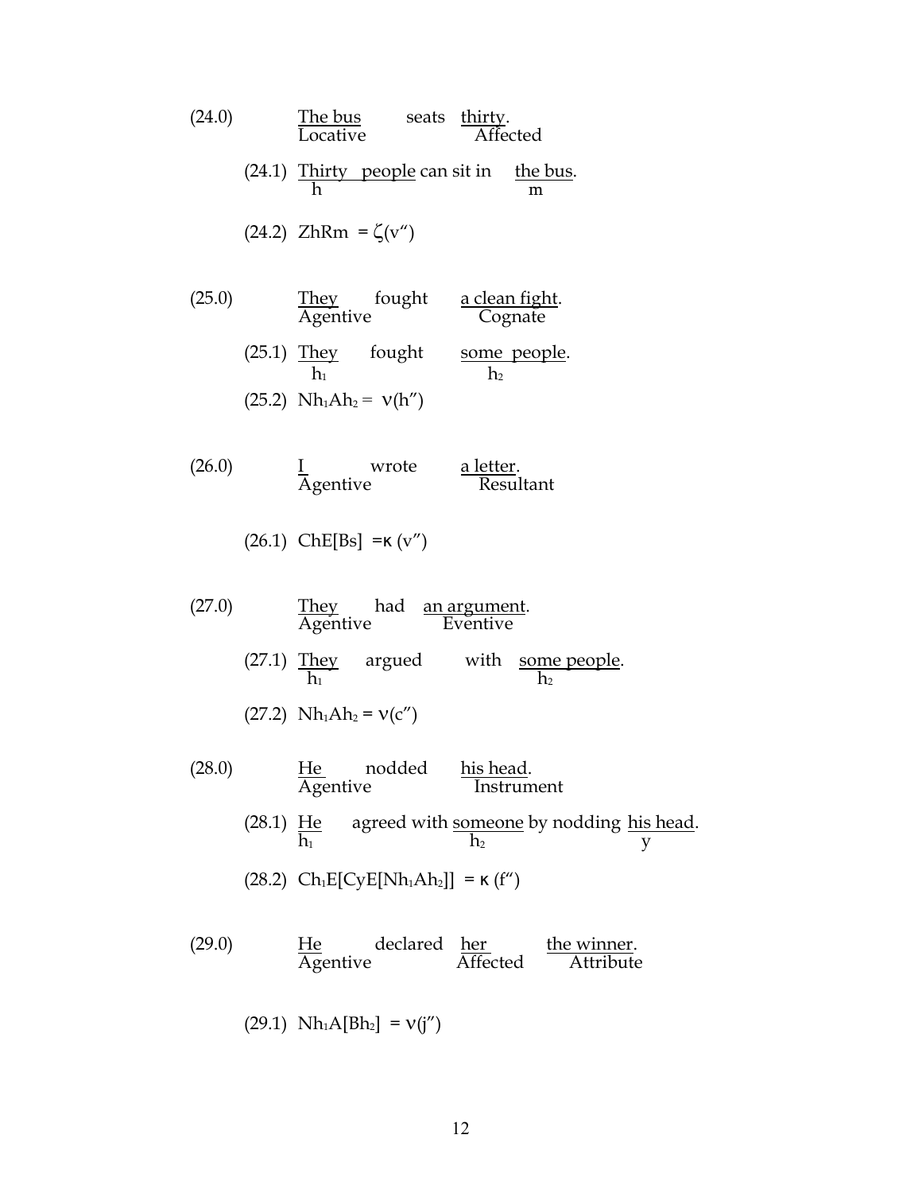(24.0) The bus seats thirty.
Locative — Affected

(24.1) Thirty people can sit in the bus.
h — m

(24.2) ZhRm = $\zeta(v'')$

(25.0) They fought a clean fight.
Agentive — Cognate

(25.1) They fought some people.
$h_1$ — $h_2$

(25.2) $Nh_1Ah_2 = \nu(h'')$

(26.0) I wrote a letter.
Agentive — Resultant

(26.1) ChE[Bs] $= \kappa(v'')$

(27.0) They had an argument.
Agentive — Eventive

(27.1) They argued with some people.
$h_1$ — $h_2$

(27.2) $Nh_1Ah_2 = \nu(c'')$

(28.0) He nodded his head.
Agentive — Instrument

(28.1) He agreed with someone by nodding his head.
$h_1$ — $h_2$ — y

(28.2) $Ch_1E[CyE[Nh_1Ah_2]] = \kappa(f'')$

(29.0) He declared her the winner.
Agentive — Affected — Attribute

(29.1) $Nh_1A[Bh_2] = \nu(j'')$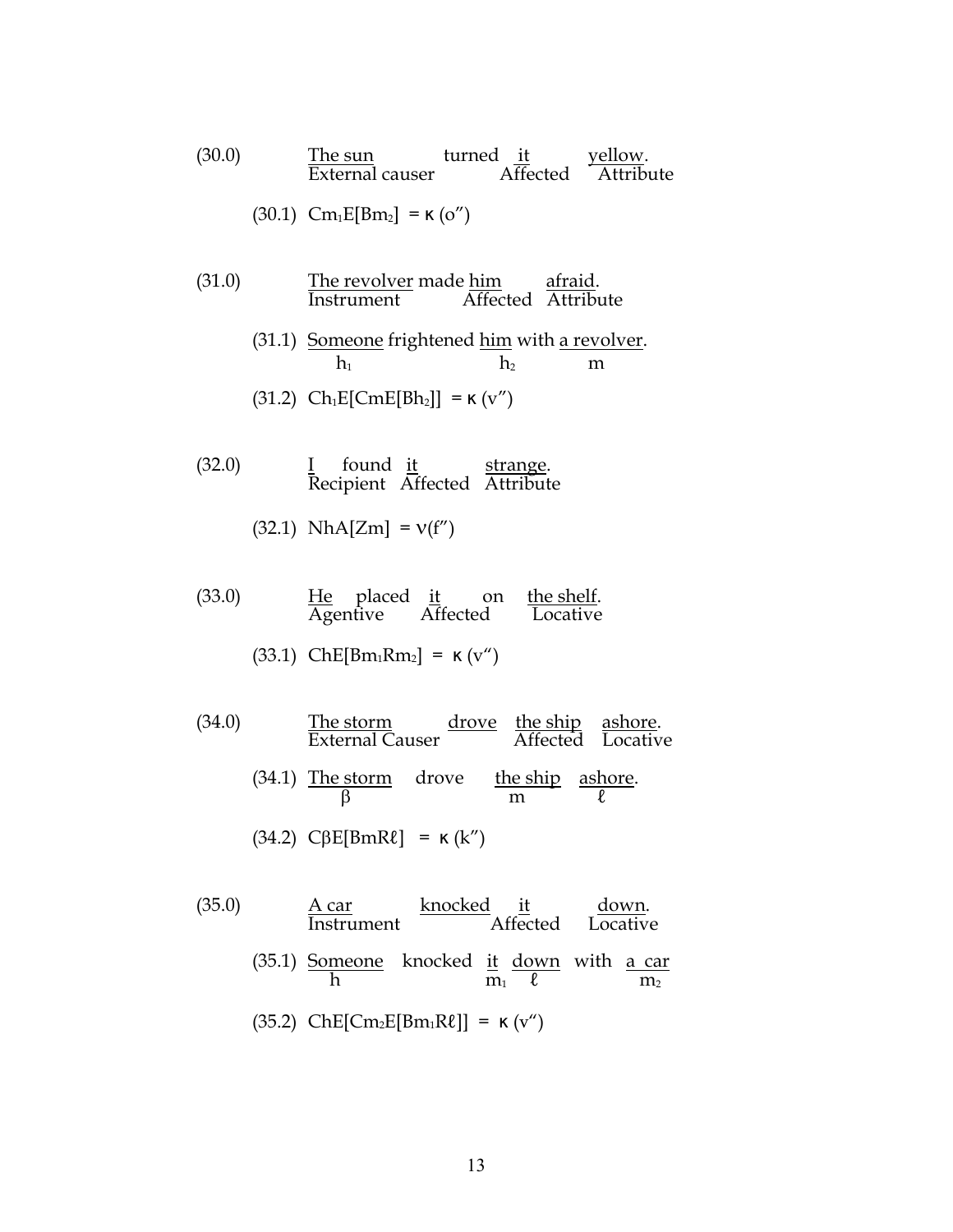(30.0) The sun turned it yellow.
External causer — Affected — Attribute

(30.1) $Cm_1E[Bm_2] = \kappa\,(o'')$

(31.0) The revolver made him afraid.
Instrument — Affected — Attribute

(31.1) Someone frightened him with a revolver.
$h_1$ — $h_2$ — $m$

(31.2) $Ch_1E[CmE[Bh_2]] = \kappa\,(v'')$

(32.0) I found it strange.
Recipient — Affected — Attribute

(32.1) $NhA[Zm] = \nu(f'')$

(33.0) He placed it on the shelf.
Agentive — Affected — Locative

(33.1) $ChE[Bm_1Rm_2] = \kappa\,(v'')$

(34.0) The storm drove the ship ashore.
External Causer — Affected — Locative

(34.1) The storm drove the ship ashore.
$\beta$ — $m$ — $\ell$

(34.2) $C\beta E[BmR\ell] = \kappa\,(k'')$

(35.0) A car knocked it down.
Instrument — Affected — Locative

(35.1) Someone knocked it down with a car
$h$ — $m_1$ — $\ell$ — $m_2$

(35.2) $ChE[Cm_2E[Bm_1R\ell]] = \kappa\,(v'')$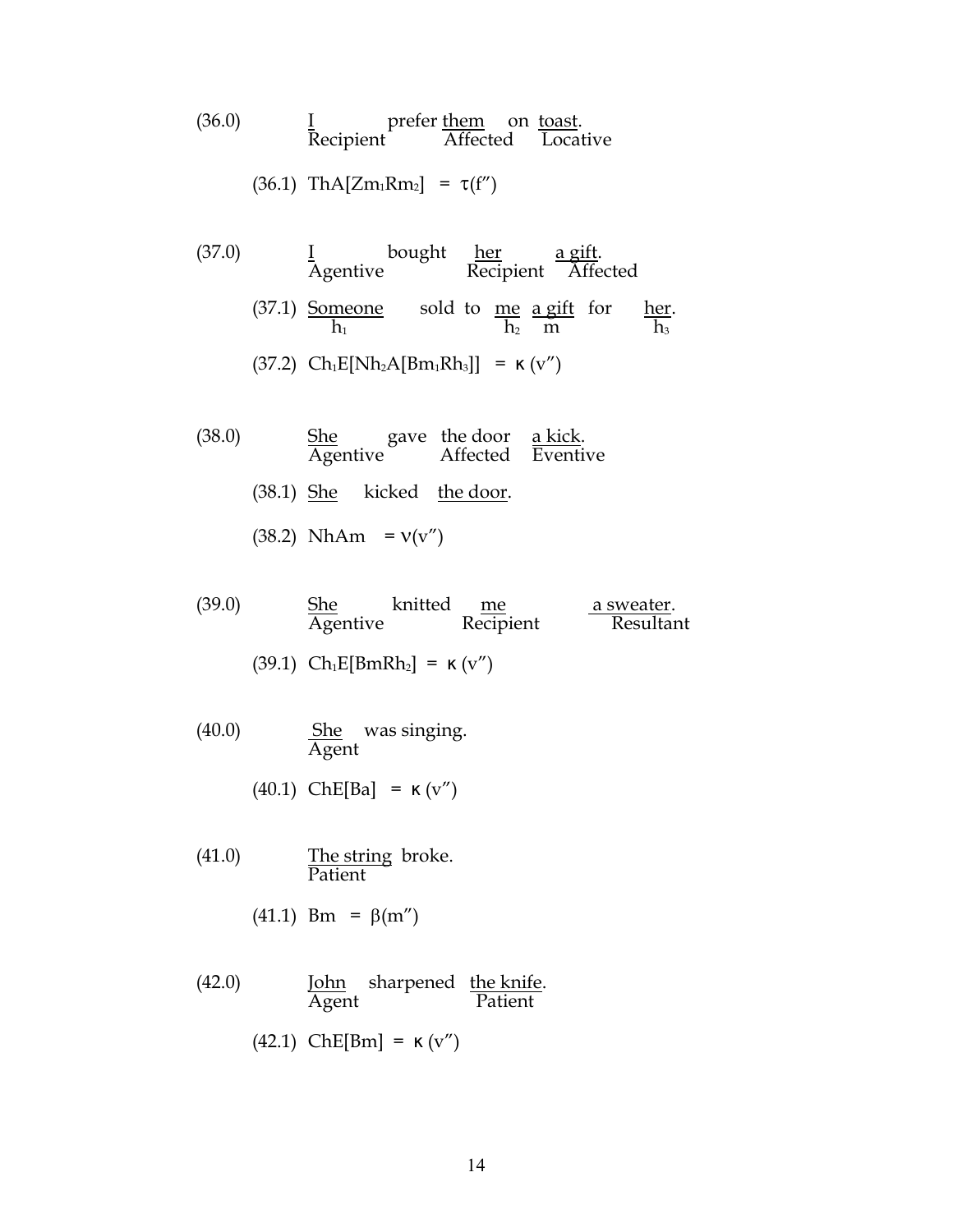(36.0) I (Recipient) prefer them (Affected) on toast (Locative).

(36.1) $ThA[Zm_1Rm_2] = \tau(f'')$

(37.0) I (Agentive) bought her (Recipient) a gift (Affected).

(37.1) Someone ($h_1$) sold to me ($h_2$) a gift ($m$) for her ($h_3$).

(37.2) $Ch_1E[Nh_2A[Bm_1Rh_3]] = \kappa(v'')$

(38.0) She (Agentive) gave the door (Affected) a kick (Eventive).

(38.1) She kicked the door.

(38.2) $NhAm = \nu(v'')$

(39.0) She (Agentive) knitted me (Recipient) a sweater (Resultant).

(39.1) $Ch_1E[BmRh_2] = \kappa(v'')$

(40.0) She (Agent) was singing.

(40.1) $ChE[Ba] = \kappa(v'')$

(41.0) The string (Patient) broke.

(41.1) $Bm = \beta(m'')$

(42.0) John (Agent) sharpened the knife (Patient).

(42.1) $ChE[Bm] = \kappa(v'')$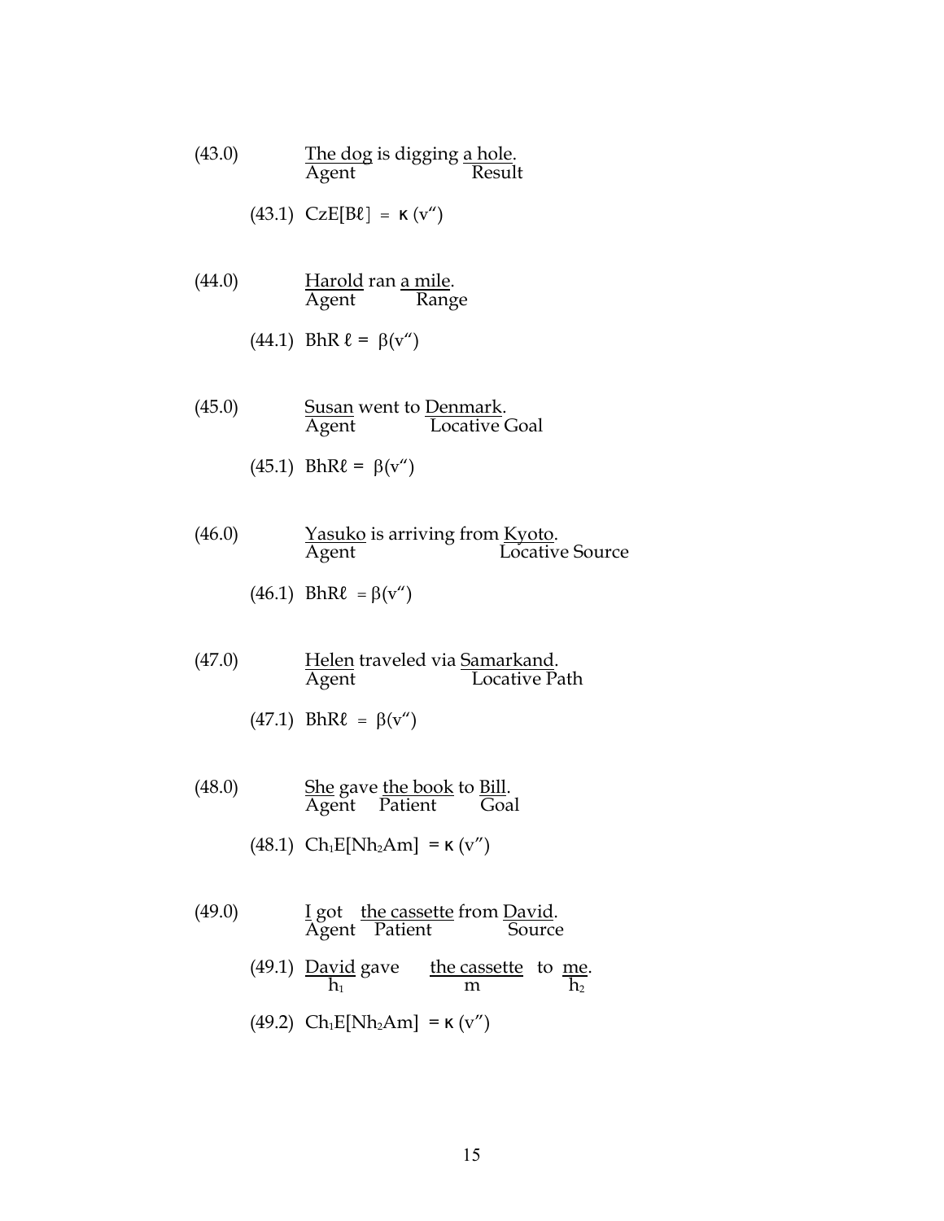(43.0) The dog is digging a hole.
Agent: The dog; Result: a hole

(43.1) $CzE[B\ell] = \kappa(v'')$

(44.0) Harold ran a mile.
Agent: Harold; Range: a mile

(44.1) $BhR\,\ell = \beta(v'')$

(45.0) Susan went to Denmark.
Agent: Susan; Locative Goal: Denmark

(45.1) $BhR\ell = \beta(v'')$

(46.0) Yasuko is arriving from Kyoto.
Agent: Yasuko; Locative Source: Kyoto

(46.1) $BhR\ell = \beta(v'')$

(47.0) Helen traveled via Samarkand.
Agent: Helen; Locative Path: Samarkand

(47.1) $BhR\ell = \beta(v'')$

(48.0) She gave the book to Bill.
Agent: She; Patient: the book; Goal: Bill

(48.1) $Ch_1E[Nh_2Am] = \kappa(v'')$

(49.0) I got the cassette from David.
Agent: I; Patient: the cassette; Source: David

(49.1) David gave the cassette to me.
$h_1$: David; $m$: the cassette; $h_2$: me

(49.2) $Ch_1E[Nh_2Am] = \kappa(v'')$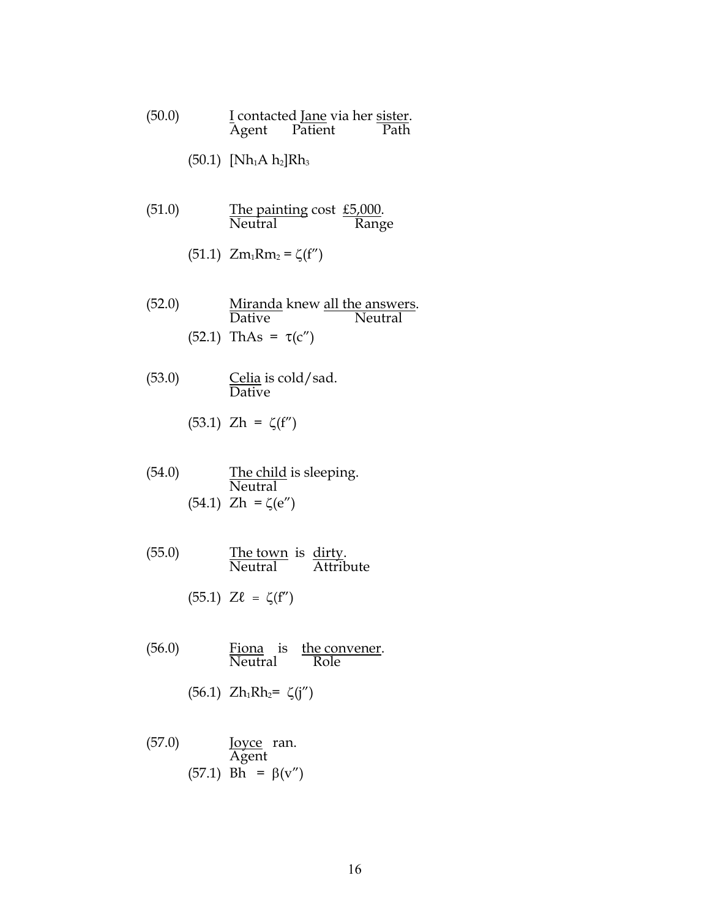(50.0) I contacted Jane via her sister.
Agent Patient Path

(50.1) $[Nh_1A\ h_2]Rh_3$

(51.0) The painting cost £5,000.
Neutral Range

(51.1) $Zm_1Rm_2 = \zeta(f'')$

(52.0) Miranda knew all the answers.
Dative Neutral

(52.1) $ThAs = \tau(c'')$

(53.0) Celia is cold/sad.
Dative

(53.1) $Zh = \zeta(f'')$

(54.0) The child is sleeping.
Neutral

(54.1) $Zh = \zeta(e'')$

(55.0) The town is dirty.
Neutral Attribute

(55.1) $Z\ell = \zeta(f'')$

(56.0) Fiona is the convener.
Neutral Role

(56.1) $Zh_1Rh_2 = \zeta(j'')$

(57.0) Joyce ran.
Agent

(57.1) $Bh = \beta(v'')$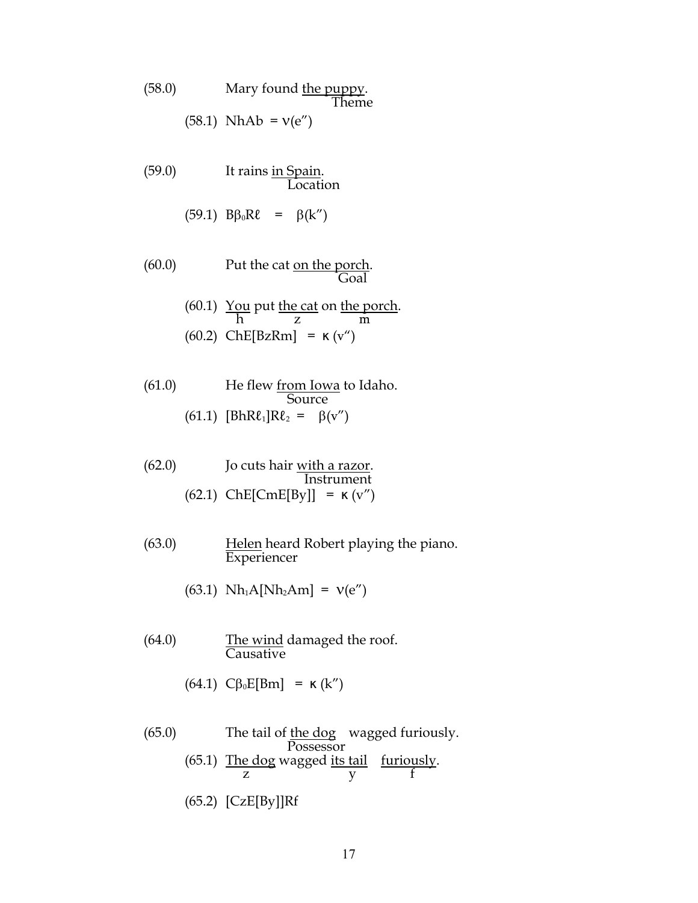(58.0) Mary found the puppy.
Theme

(58.1) NhAb = ν(e″)

(59.0) It rains in Spain.
Location

(59.1) $B\beta_0R\ell$ = β(k″)

(60.0) Put the cat on the porch.
Goal

(60.1) You put the cat on the porch.
h z m

(60.2) ChE[BzRm] = κ (v″)

(61.0) He flew from Iowa to Idaho.
Source

(61.1) $[BhR\ell_1]R\ell_2$ = β(v″)

(62.0) Jo cuts hair with a razor.
Instrument

(62.1) ChE[CmE[By]] = κ (v″)

(63.0) Helen heard Robert playing the piano.
Experiencer

(63.1) $Nh_1A[Nh_2Am]$ = ν(e″)

(64.0) The wind damaged the roof.
Causative

(64.1) $C\beta_0E[Bm]$ = κ (k″)

(65.0) The tail of the dog wagged furiously.
Possessor

(65.1) The dog wagged its tail furiously.
z y f

(65.2) [CzE[By]]Rf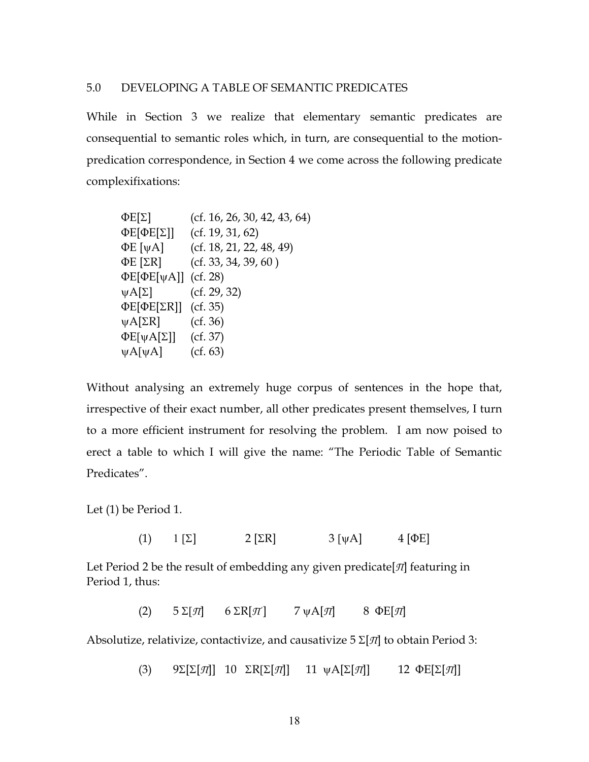## 5.0 DEVELOPING A TABLE OF SEMANTIC PREDICATES

While in Section 3 we realize that elementary semantic predicates are consequential to semantic roles which, in turn, are consequential to the motion-predication correspondence, in Section 4 we come across the following predicate complexifixations:

| | |
|---|---|
| ΦE[Σ] | (cf. 16, 26, 30, 42, 43, 64) |
| ΦE[ΦE[Σ]] | (cf. 19, 31, 62) |
| ΦE [ψA] | (cf. 18, 21, 22, 48, 49) |
| ΦE [ΣR] | (cf. 33, 34, 39, 60 ) |
| ΦE[ΦE[ψA]] | (cf. 28) |
| ψA[Σ] | (cf. 29, 32) |
| ΦE[ΦE[ΣR]] | (cf. 35) |
| ψA[ΣR] | (cf. 36) |
| ΦE[ψA[Σ]] | (cf. 37) |
| ψA[ψA] | (cf. 63) |

Without analysing an extremely huge corpus of sentences in the hope that, irrespective of their exact number, all other predicates present themselves, I turn to a more efficient instrument for resolving the problem. I am now poised to erect a table to which I will give the name: "The Periodic Table of Semantic Predicates".

Let (1) be Period 1.

(1) 1 [Σ] 2 [ΣR] 3 [ψA] 4 [ΦE]

Let Period 2 be the result of embedding any given predicate[$\mathcal{T}$] featuring in Period 1, thus:

(2) 5 Σ[$\mathcal{T}$] 6 ΣR[$\mathcal{T}$] 7 ψA[$\mathcal{T}$] 8 ΦE[$\mathcal{T}$]

Absolutize, relativize, contactivize, and causativize 5 Σ[$\mathcal{T}$] to obtain Period 3:

(3) 9Σ[Σ[$\mathcal{T}$]] 10 ΣR[Σ[$\mathcal{T}$]] 11 ψA[Σ[$\mathcal{T}$]] 12 ΦE[Σ[$\mathcal{T}$]]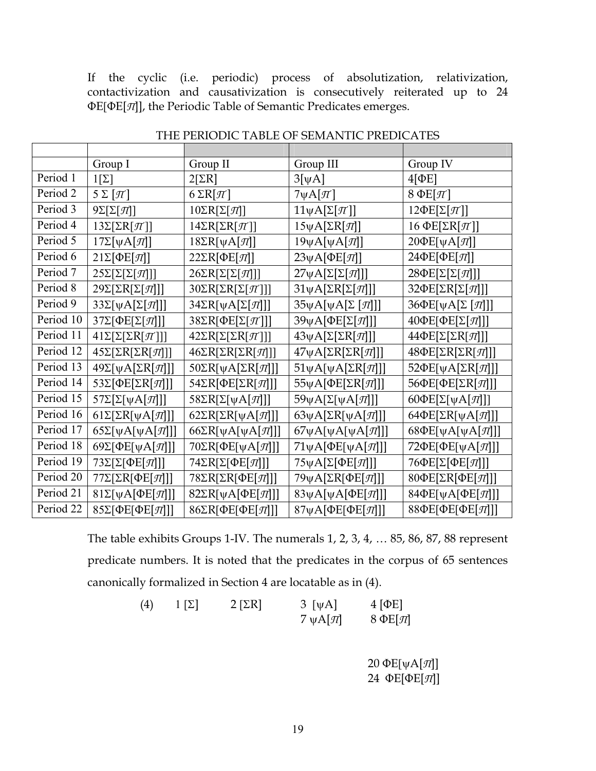If the cyclic (i.e. periodic) process of absolutization, relativization, contactivization and causativization is consecutively reiterated up to 24 ΦE[ℳ[ℳ]], the Periodic Table of Semantic Predicates emerges.

THE PERIODIC TABLE OF SEMANTIC PREDICATES

| | Group I | Group II | Group III | Group IV |
|---|---|---|---|---|
| Period 1 | 1[Σ] | 2[ΣR] | 3[ψA] | 4[ΦE] |
| Period 2 | 5 Σ [ℳ] | 6 ΣR[ℳ] | 7ψA[ℳ] | 8 ΦE[ℳ] |
| Period 3 | 9Σ[Σ[ℳ]] | 10ΣR[Σ[ℳ]] | 11ψA[Σ[ℳ]] | 12ΦE[Σ[ℳ]] |
| Period 4 | 13Σ[ΣR[ℳ]] | 14ΣR[ΣR[ℳ]] | 15ψA[ΣR[ℳ]] | 16 ΦE[ΣR[ℳ]] |
| Period 5 | 17Σ[ψA[ℳ]] | 18ΣR[ψA[ℳ]] | 19ψA[ψA[ℳ]] | 20ΦE[ψA[ℳ]] |
| Period 6 | 21Σ[ΦE[ℳ]] | 22ΣR[ΦE[ℳ]] | 23ψA[ΦE[ℳ]] | 24ΦE[ΦE[ℳ]] |
| Period 7 | 25Σ[Σ[Σ[ℳ]]] | 26ΣR[Σ[Σ[ℳ]]] | 27ψA[Σ[Σ[ℳ]]] | 28ΦE[Σ[Σ[ℳ]]] |
| Period 8 | 29Σ[ΣR[Σ[ℳ]]] | 30ΣR[ΣR[Σ[ℳ]]] | 31ψA[ΣR[Σ[ℳ]]] | 32ΦE[ΣR[Σ[ℳ]]] |
| Period 9 | 33Σ[ψA[Σ[ℳ]]] | 34ΣR[ψA[Σ[ℳ]]] | 35ψA[ψA[Σ [ℳ]]] | 36ΦE[ψA[Σ [ℳ]]] |
| Period 10 | 37Σ[ΦE[Σ[ℳ]]] | 38ΣR[ΦE[Σ[ℳ]]] | 39ψA[ΦE[Σ[ℳ]]] | 40ΦE[ΦE[Σ[ℳ]]] |
| Period 11 | 41Σ[Σ[ΣR[ℳ]]] | 42ΣR[Σ[ΣR[ℳ]]] | 43ψA[Σ[ΣR[ℳ]]] | 44ΦE[Σ[ΣR[ℳ]]] |
| Period 12 | 45Σ[ΣR[ΣR[ℳ]]] | 46ΣR[ΣR[ΣR[ℳ]]] | 47ψA[ΣR[ΣR[ℳ]]] | 48ΦE[ΣR[ΣR[ℳ]]] |
| Period 13 | 49Σ[ψA[ΣR[ℳ]]] | 50ΣR[ψA[ΣR[ℳ]]] | 51ψA[ψA[ΣR[ℳ]]] | 52ΦE[ψA[ΣR[ℳ]]] |
| Period 14 | 53Σ[ΦE[ΣR[ℳ]]] | 54ΣR[ΦE[ΣR[ℳ]]] | 55ψA[ΦE[ΣR[ℳ]]] | 56ΦE[ΦE[ΣR[ℳ]]] |
| Period 15 | 57Σ[Σ[ψA[ℳ]]] | 58ΣR[Σ[ψA[ℳ]]] | 59ψA[Σ[ψA[ℳ]]] | 60ΦE[Σ[ψA[ℳ]]] |
| Period 16 | 61Σ[ΣR[ψA[ℳ]]] | 62ΣR[ΣR[ψA[ℳ]]] | 63ψA[ΣR[ψA[ℳ]]] | 64ΦE[ΣR[ψA[ℳ]]] |
| Period 17 | 65Σ[ψA[ψA[ℳ]]] | 66ΣR[ψA[ψA[ℳ]]] | 67ψA[ψA[ψA[ℳ]]] | 68ΦE[ψA[ψA[ℳ]]] |
| Period 18 | 69Σ[ΦE[ψA[ℳ]]] | 70ΣR[ΦE[ψA[ℳ]]] | 71ψA[ΦE[ψA[ℳ]]] | 72ΦE[ΦE[ψA[ℳ]]] |
| Period 19 | 73Σ[Σ[ΦE[ℳ]]] | 74ΣR[Σ[ΦE[ℳ]]] | 75ψA[Σ[ΦE[ℳ]]] | 76ΦE[Σ[ΦE[ℳ]]] |
| Period 20 | 77Σ[ΣR[ΦE[ℳ]]] | 78ΣR[ΣR[ΦE[ℳ]]] | 79ψA[ΣR[ΦE[ℳ]]] | 80ΦE[ΣR[ΦE[ℳ]]] |
| Period 21 | 81Σ[ψA[ΦE[ℳ]]] | 82ΣR[ψA[ΦE[ℳ]]] | 83ψA[ψA[ΦE[ℳ]]] | 84ΦE[ψA[ΦE[ℳ]]] |
| Period 22 | 85Σ[ΦE[ΦE[ℳ]]] | 86ΣR[ΦE[ΦE[ℳ]]] | 87ψA[ΦE[ΦE[ℳ]]] | 88ΦE[ΦE[ΦE[ℳ]]] |

The table exhibits Groups 1-IV. The numerals 1, 2, 3, 4, … 85, 86, 87, 88 represent predicate numbers. It is noted that the predicates in the corpus of 65 sentences canonically formalized in Section 4 are locatable as in (4).

(4) 1 [Σ] 2 [ΣR] 3 [ψA] 4 [ΦE]

7 ψA[ℳ] 8 ΦE[ℳ]

20 ΦE[ψA[ℳ]]

24 ΦE[ΦE[ℳ]]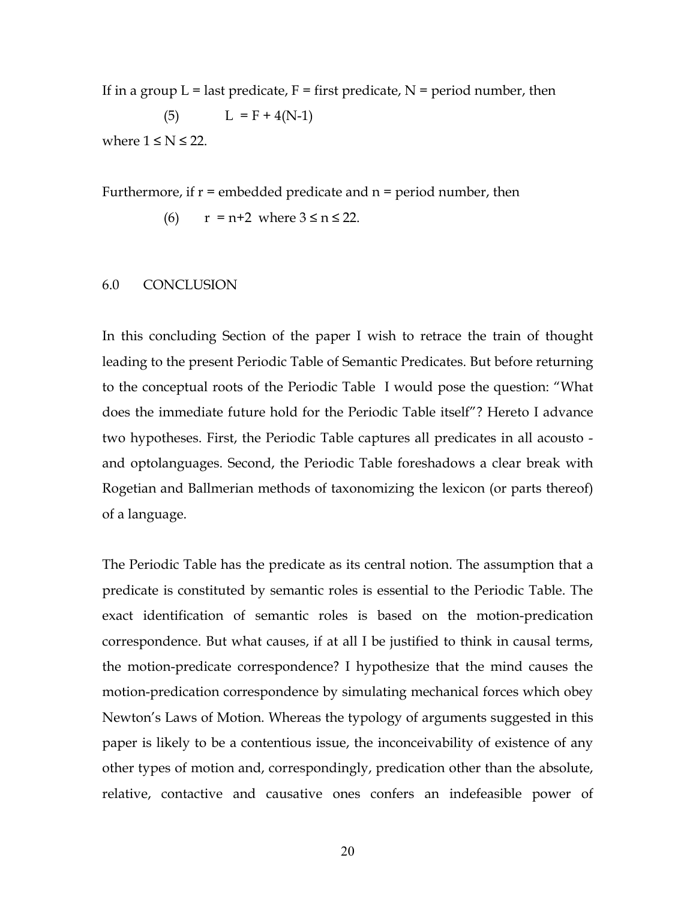If in a group L = last predicate, F = first predicate, N = period number, then

$$L = F + 4(N-1) \quad (5)$$

where $1 \leq N \leq 22$.

Furthermore, if r = embedded predicate and n = period number, then

$$r = n+2 \quad \text{where } 3 \leq n \leq 22. \quad (6)$$

## 6.0 CONCLUSION

In this concluding Section of the paper I wish to retrace the train of thought leading to the present Periodic Table of Semantic Predicates. But before returning to the conceptual roots of the Periodic Table I would pose the question: "What does the immediate future hold for the Periodic Table itself"? Hereto I advance two hypotheses. First, the Periodic Table captures all predicates in all acousto - and optolanguages. Second, the Periodic Table foreshadows a clear break with Rogetian and Ballmerian methods of taxonomizing the lexicon (or parts thereof) of a language.

The Periodic Table has the predicate as its central notion. The assumption that a predicate is constituted by semantic roles is essential to the Periodic Table. The exact identification of semantic roles is based on the motion-predication correspondence. But what causes, if at all I be justified to think in causal terms, the motion-predicate correspondence? I hypothesize that the mind causes the motion-predication correspondence by simulating mechanical forces which obey Newton's Laws of Motion. Whereas the typology of arguments suggested in this paper is likely to be a contentious issue, the inconceivability of existence of any other types of motion and, correspondingly, predication other than the absolute, relative, contactive and causative ones confers an indefeasible power of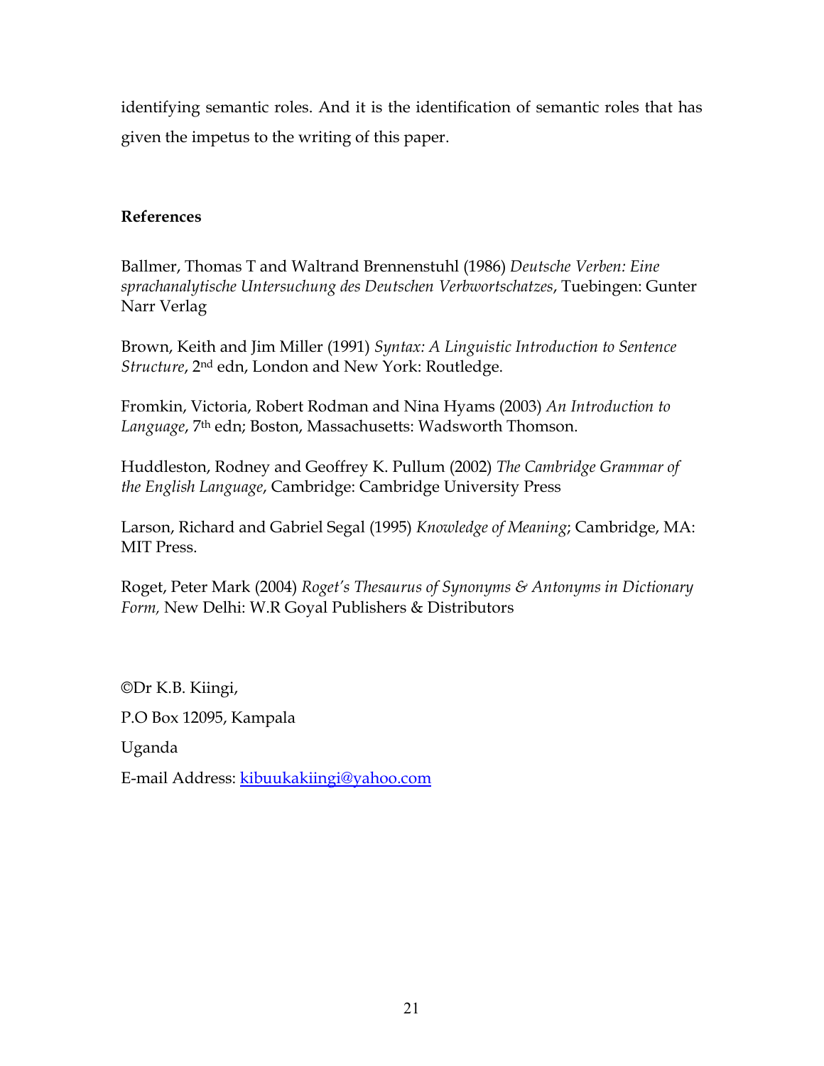identifying semantic roles. And it is the identification of semantic roles that has given the impetus to the writing of this paper.

## References

Ballmer, Thomas T and Waltrand Brennenstuhl (1986) *Deutsche Verben: Eine sprachanalytische Untersuchung des Deutschen Verbwortschatzes*, Tuebingen: Gunter Narr Verlag

Brown, Keith and Jim Miller (1991) *Syntax: A Linguistic Introduction to Sentence Structure*, 2nd edn, London and New York: Routledge.

Fromkin, Victoria, Robert Rodman and Nina Hyams (2003) *An Introduction to Language*, 7th edn; Boston, Massachusetts: Wadsworth Thomson.

Huddleston, Rodney and Geoffrey K. Pullum (2002) *The Cambridge Grammar of the English Language*, Cambridge: Cambridge University Press

Larson, Richard and Gabriel Segal (1995) *Knowledge of Meaning*; Cambridge, MA: MIT Press.

Roget, Peter Mark (2004) *Roget's Thesaurus of Synonyms & Antonyms in Dictionary Form,* New Delhi: W.R Goyal Publishers & Distributors

©Dr K.B. Kiingi,

P.O Box 12095, Kampala

Uganda

E-mail Address: kibuukakiingi@yahoo.com